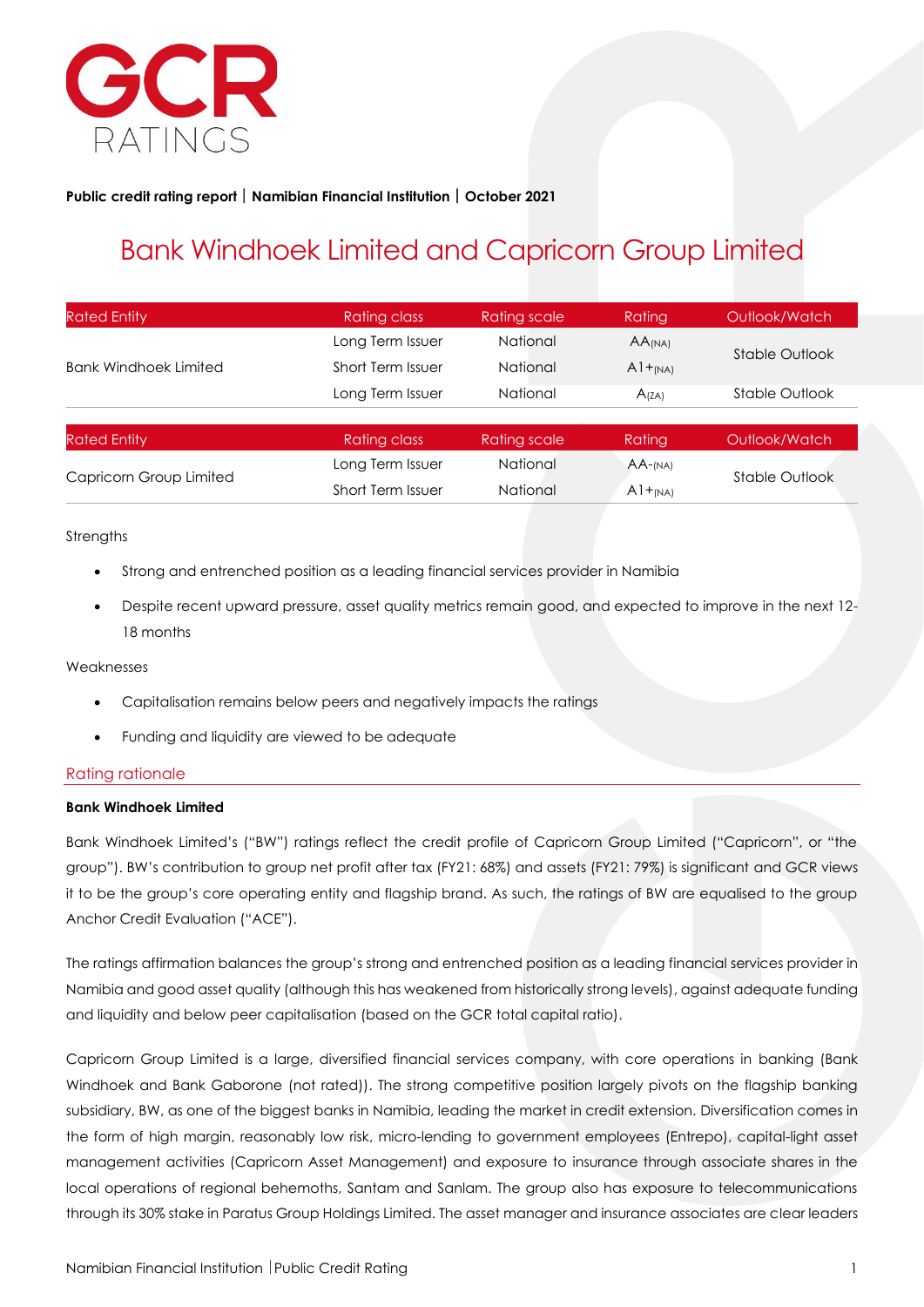GCR RATINGS

**Public credit rating report | Namibian Financial Institution | October 2021**

# Bank Windhoek Limited and Capricorn Group Limited

| Rated Entity | Rating class | Rating scale | Rating | Outlook/Watch |
|---|---|---|---|---|
| Bank Windhoek Limited | Long Term Issuer | National | AA(NA) | Stable Outlook |
| | Short Term Issuer | National | A1+(NA) | |
| | Long Term Issuer | National | A(ZA) | Stable Outlook |

| Rated Entity | Rating class | Rating scale | Rating | Outlook/Watch |
|---|---|---|---|---|
| Capricorn Group Limited | Long Term Issuer | National | AA-(NA) | Stable Outlook |
| | Short Term Issuer | National | A1+(NA) | |

Strengths

- Strong and entrenched position as a leading financial services provider in Namibia
- Despite recent upward pressure, asset quality metrics remain good, and expected to improve in the next 12-18 months

Weaknesses

- Capitalisation remains below peers and negatively impacts the ratings
- Funding and liquidity are viewed to be adequate

## Rating rationale

**Bank Windhoek Limited**

Bank Windhoek Limited's ("BW") ratings reflect the credit profile of Capricorn Group Limited ("Capricorn", or "the group"). BW's contribution to group net profit after tax (FY21: 68%) and assets (FY21: 79%) is significant and GCR views it to be the group's core operating entity and flagship brand. As such, the ratings of BW are equalised to the group Anchor Credit Evaluation ("ACE").

The ratings affirmation balances the group's strong and entrenched position as a leading financial services provider in Namibia and good asset quality (although this has weakened from historically strong levels), against adequate funding and liquidity and below peer capitalisation (based on the GCR total capital ratio).

Capricorn Group Limited is a large, diversified financial services company, with core operations in banking (Bank Windhoek and Bank Gaborone (not rated)). The strong competitive position largely pivots on the flagship banking subsidiary, BW, as one of the biggest banks in Namibia, leading the market in credit extension. Diversification comes in the form of high margin, reasonably low risk, micro-lending to government employees (Entrepo), capital-light asset management activities (Capricorn Asset Management) and exposure to insurance through associate shares in the local operations of regional behemoths, Santam and Sanlam. The group also has exposure to telecommunications through its 30% stake in Paratus Group Holdings Limited. The asset manager and insurance associates are clear leaders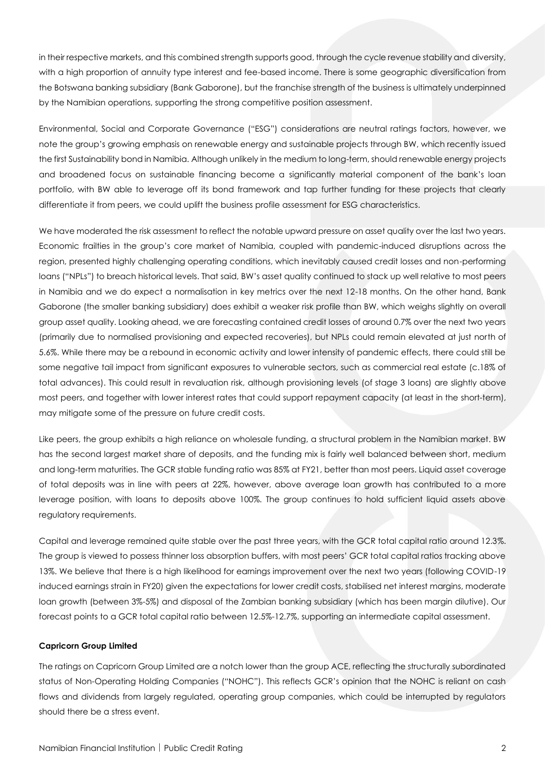in their respective markets, and this combined strength supports good, through the cycle revenue stability and diversity, with a high proportion of annuity type interest and fee-based income. There is some geographic diversification from the Botswana banking subsidiary (Bank Gaborone), but the franchise strength of the business is ultimately underpinned by the Namibian operations, supporting the strong competitive position assessment.

Environmental, Social and Corporate Governance ("ESG") considerations are neutral ratings factors, however, we note the group's growing emphasis on renewable energy and sustainable projects through BW, which recently issued the first Sustainability bond in Namibia. Although unlikely in the medium to long-term, should renewable energy projects and broadened focus on sustainable financing become a significantly material component of the bank's loan portfolio, with BW able to leverage off its bond framework and tap further funding for these projects that clearly differentiate it from peers, we could uplift the business profile assessment for ESG characteristics.

We have moderated the risk assessment to reflect the notable upward pressure on asset quality over the last two years. Economic frailties in the group's core market of Namibia, coupled with pandemic-induced disruptions across the region, presented highly challenging operating conditions, which inevitably caused credit losses and non-performing loans ("NPLs") to breach historical levels. That said, BW's asset quality continued to stack up well relative to most peers in Namibia and we do expect a normalisation in key metrics over the next 12-18 months. On the other hand, Bank Gaborone (the smaller banking subsidiary) does exhibit a weaker risk profile than BW, which weighs slightly on overall group asset quality. Looking ahead, we are forecasting contained credit losses of around 0.7% over the next two years (primarily due to normalised provisioning and expected recoveries), but NPLs could remain elevated at just north of 5.6%. While there may be a rebound in economic activity and lower intensity of pandemic effects, there could still be some negative tail impact from significant exposures to vulnerable sectors, such as commercial real estate (c.18% of total advances). This could result in revaluation risk, although provisioning levels (of stage 3 loans) are slightly above most peers, and together with lower interest rates that could support repayment capacity (at least in the short-term), may mitigate some of the pressure on future credit costs.

Like peers, the group exhibits a high reliance on wholesale funding, a structural problem in the Namibian market. BW has the second largest market share of deposits, and the funding mix is fairly well balanced between short, medium and long-term maturities. The GCR stable funding ratio was 85% at FY21, better than most peers. Liquid asset coverage of total deposits was in line with peers at 22%, however, above average loan growth has contributed to a more leverage position, with loans to deposits above 100%. The group continues to hold sufficient liquid assets above regulatory requirements.

Capital and leverage remained quite stable over the past three years, with the GCR total capital ratio around 12.3%. The group is viewed to possess thinner loss absorption buffers, with most peers' GCR total capital ratios tracking above 13%. We believe that there is a high likelihood for earnings improvement over the next two years (following COVID-19 induced earnings strain in FY20) given the expectations for lower credit costs, stabilised net interest margins, moderate loan growth (between 3%-5%) and disposal of the Zambian banking subsidiary (which has been margin dilutive). Our forecast points to a GCR total capital ratio between 12.5%-12.7%, supporting an intermediate capital assessment.

**Capricorn Group Limited**

The ratings on Capricorn Group Limited are a notch lower than the group ACE, reflecting the structurally subordinated status of Non-Operating Holding Companies ("NOHC"). This reflects GCR's opinion that the NOHC is reliant on cash flows and dividends from largely regulated, operating group companies, which could be interrupted by regulators should there be a stress event.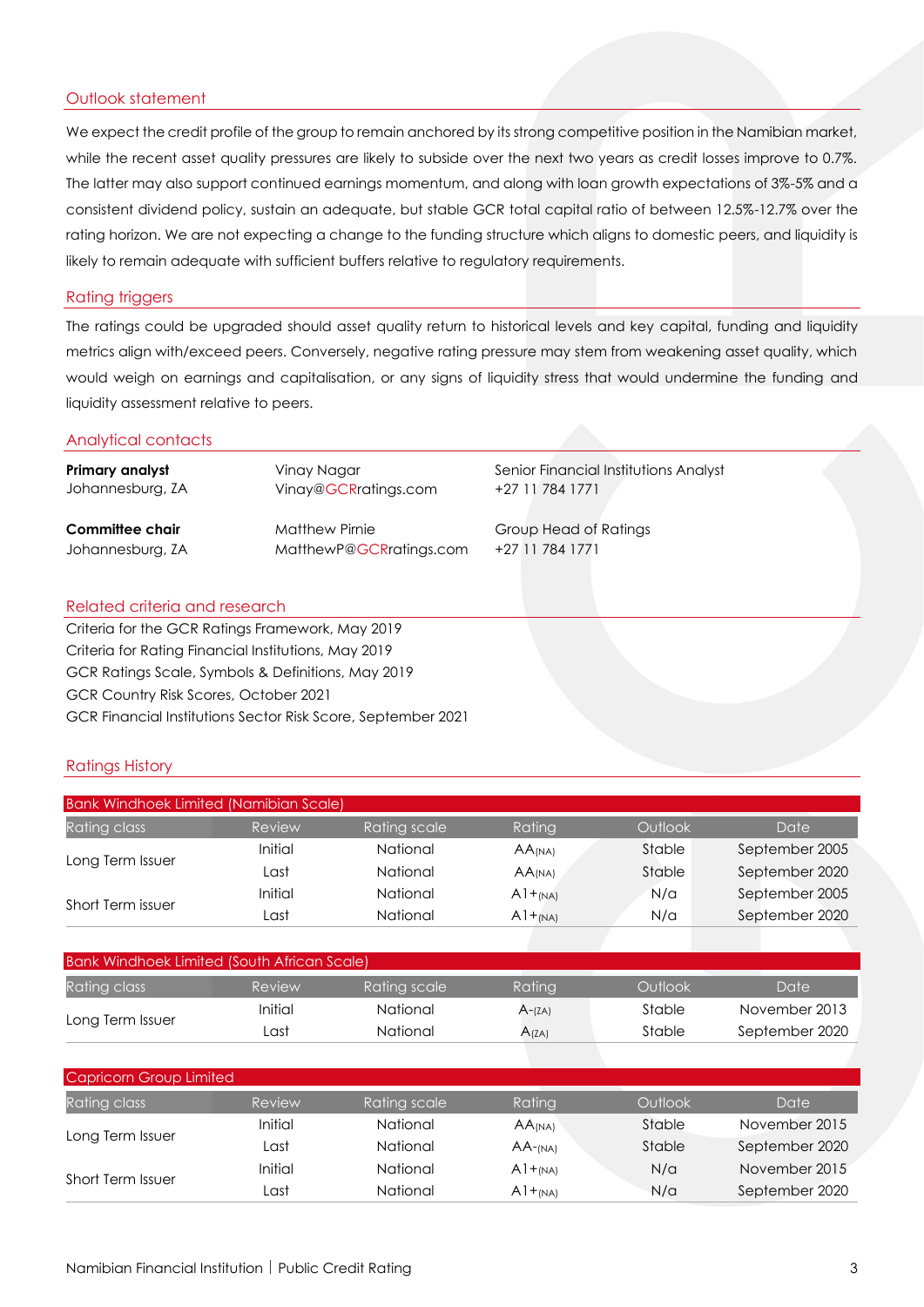## Outlook statement

We expect the credit profile of the group to remain anchored by its strong competitive position in the Namibian market, while the recent asset quality pressures are likely to subside over the next two years as credit losses improve to 0.7%. The latter may also support continued earnings momentum, and along with loan growth expectations of 3%-5% and a consistent dividend policy, sustain an adequate, but stable GCR total capital ratio of between 12.5%-12.7% over the rating horizon. We are not expecting a change to the funding structure which aligns to domestic peers, and liquidity is likely to remain adequate with sufficient buffers relative to regulatory requirements.

## Rating triggers

The ratings could be upgraded should asset quality return to historical levels and key capital, funding and liquidity metrics align with/exceed peers. Conversely, negative rating pressure may stem from weakening asset quality, which would weigh on earnings and capitalisation, or any signs of liquidity stress that would undermine the funding and liquidity assessment relative to peers.

## Analytical contacts

| | | |
|---|---|---|
| **Primary analyst** Johannesburg, ZA | Vinay Nagar Vinay@GCRratings.com | Senior Financial Institutions Analyst +27 11 784 1771 |
| **Committee chair** Johannesburg, ZA | Matthew Pirnie MatthewP@GCRratings.com | Group Head of Ratings +27 11 784 1771 |

## Related criteria and research

Criteria for the GCR Ratings Framework, May 2019
Criteria for Rating Financial Institutions, May 2019
GCR Ratings Scale, Symbols & Definitions, May 2019
GCR Country Risk Scores, October 2021
GCR Financial Institutions Sector Risk Score, September 2021

## Ratings History

**Bank Windhoek Limited (Namibian Scale)**

| Rating class | Review | Rating scale | Rating | Outlook | Date |
|---|---|---|---|---|---|
| Long Term Issuer | Initial | National | AA(NA) | Stable | September 2005 |
| | Last | National | AA(NA) | Stable | September 2020 |
| Short Term issuer | Initial | National | A1+(NA) | N/a | September 2005 |
| | Last | National | A1+(NA) | N/a | September 2020 |

**Bank Windhoek Limited (South African Scale)**

| Rating class | Review | Rating scale | Rating | Outlook | Date |
|---|---|---|---|---|---|
| Long Term Issuer | Initial | National | A-(ZA) | Stable | November 2013 |
| | Last | National | A(ZA) | Stable | September 2020 |

**Capricorn Group Limited**

| Rating class | Review | Rating scale | Rating | Outlook | Date |
|---|---|---|---|---|---|
| Long Term Issuer | Initial | National | AA(NA) | Stable | November 2015 |
| | Last | National | AA-(NA) | Stable | September 2020 |
| Short Term Issuer | Initial | National | A1+(NA) | N/a | November 2015 |
| | Last | National | A1+(NA) | N/a | September 2020 |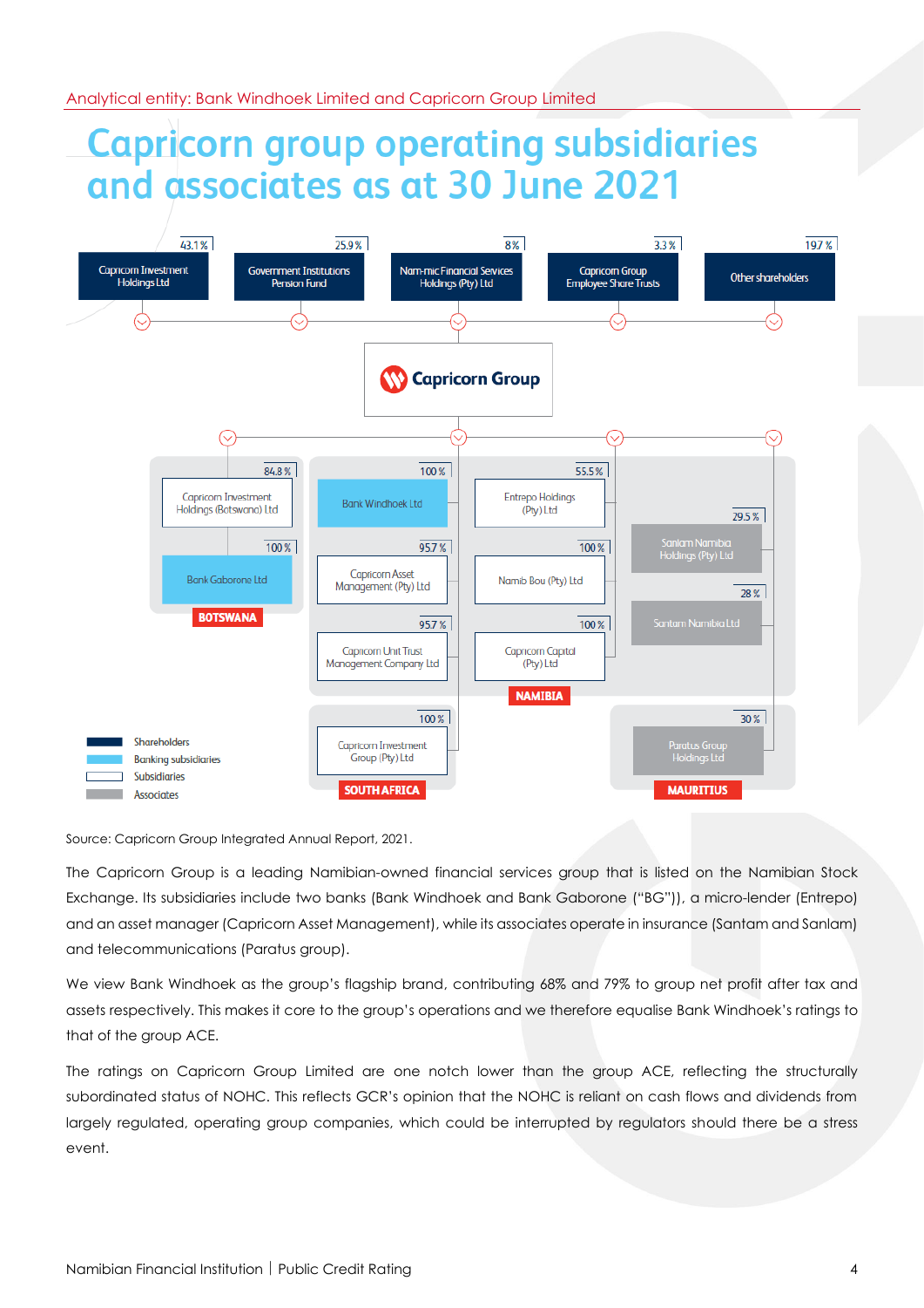# Capricorn group operating subsidiaries and associates as at 30 June 2021

**Shareholders of Capricorn Group:**

- Capricorn Investment Holdings Ltd – 43.1 %
- Government Institutions Pension Fund – 25.9 %
- Nam-mic Financial Services Holdings (Pty) Ltd – 8 %
- Capricorn Group Employee Share Trusts – 3.3 %
- Other shareholders – 19.7 %

**Capricorn Group**

**BOTSWANA**

- Capricorn Investment Holdings (Botswana) Ltd – 84.8 %
  - Bank Gaborone Ltd – 100 %

**NAMIBIA**

- Bank Windhoek Ltd – 100 %
- Capricorn Asset Management (Pty) Ltd – 95.7 %
- Capricorn Unit Trust Management Company Ltd – 95.7 %
- Entrepo Holdings (Pty) Ltd – 55.5 %
  - Namib Bou (Pty) Ltd – 100 %
  - Capricorn Capital (Pty) Ltd – 100 %
- Sanlam Namibia Holdings (Pty) Ltd – 29.5 %
- Santam Namibia Ltd – 28 %

**SOUTH AFRICA**

- Capricorn Investment Group (Pty) Ltd – 100 %

**MAURITIUS**

- Paratus Group Holdings Ltd – 30 %

Legend: Shareholders; Banking subsidiaries; Subsidiaries; Associates

Source: Capricorn Group Integrated Annual Report, 2021.

The Capricorn Group is a leading Namibian-owned financial services group that is listed on the Namibian Stock Exchange. Its subsidiaries include two banks (Bank Windhoek and Bank Gaborone ("BG")), a micro-lender (Entrepo) and an asset manager (Capricorn Asset Management), while its associates operate in insurance (Santam and Sanlam) and telecommunications (Paratus group).

We view Bank Windhoek as the group's flagship brand, contributing 68% and 79% to group net profit after tax and assets respectively. This makes it core to the group's operations and we therefore equalise Bank Windhoek's ratings to that of the group ACE.

The ratings on Capricorn Group Limited are one notch lower than the group ACE, reflecting the structurally subordinated status of NOHC. This reflects GCR's opinion that the NOHC is reliant on cash flows and dividends from largely regulated, operating group companies, which could be interrupted by regulators should there be a stress event.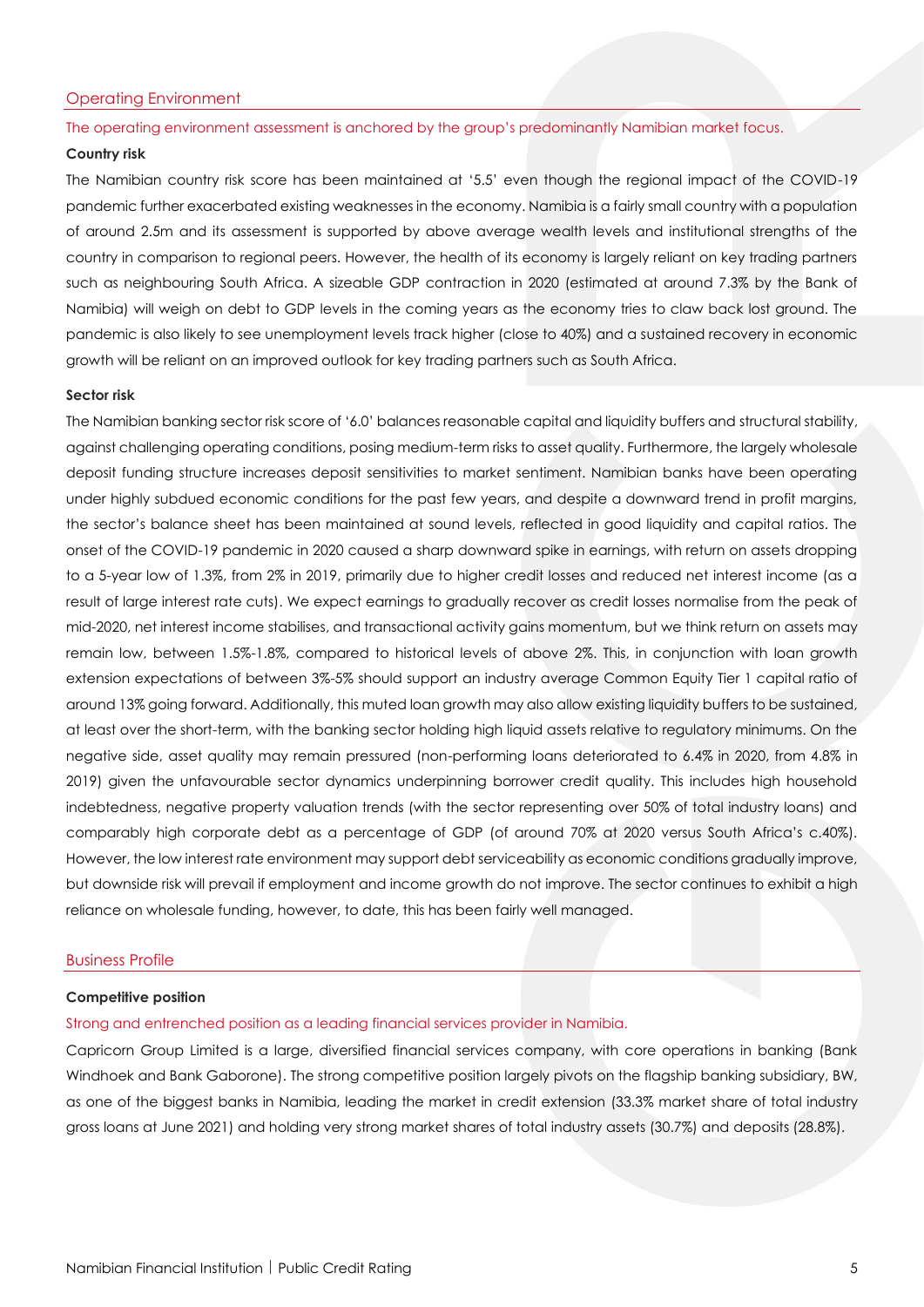## Operating Environment

The operating environment assessment is anchored by the group's predominantly Namibian market focus.

**Country risk**

The Namibian country risk score has been maintained at '5.5' even though the regional impact of the COVID-19 pandemic further exacerbated existing weaknesses in the economy. Namibia is a fairly small country with a population of around 2.5m and its assessment is supported by above average wealth levels and institutional strengths of the country in comparison to regional peers. However, the health of its economy is largely reliant on key trading partners such as neighbouring South Africa. A sizeable GDP contraction in 2020 (estimated at around 7.3% by the Bank of Namibia) will weigh on debt to GDP levels in the coming years as the economy tries to claw back lost ground. The pandemic is also likely to see unemployment levels track higher (close to 40%) and a sustained recovery in economic growth will be reliant on an improved outlook for key trading partners such as South Africa.

**Sector risk**

The Namibian banking sector risk score of '6.0' balances reasonable capital and liquidity buffers and structural stability, against challenging operating conditions, posing medium-term risks to asset quality. Furthermore, the largely wholesale deposit funding structure increases deposit sensitivities to market sentiment. Namibian banks have been operating under highly subdued economic conditions for the past few years, and despite a downward trend in profit margins, the sector's balance sheet has been maintained at sound levels, reflected in good liquidity and capital ratios. The onset of the COVID-19 pandemic in 2020 caused a sharp downward spike in earnings, with return on assets dropping to a 5-year low of 1.3%, from 2% in 2019, primarily due to higher credit losses and reduced net interest income (as a result of large interest rate cuts). We expect earnings to gradually recover as credit losses normalise from the peak of mid-2020, net interest income stabilises, and transactional activity gains momentum, but we think return on assets may remain low, between 1.5%-1.8%, compared to historical levels of above 2%. This, in conjunction with loan growth extension expectations of between 3%-5% should support an industry average Common Equity Tier 1 capital ratio of around 13% going forward. Additionally, this muted loan growth may also allow existing liquidity buffers to be sustained, at least over the short-term, with the banking sector holding high liquid assets relative to regulatory minimums. On the negative side, asset quality may remain pressured (non-performing loans deteriorated to 6.4% in 2020, from 4.8% in 2019) given the unfavourable sector dynamics underpinning borrower credit quality. This includes high household indebtedness, negative property valuation trends (with the sector representing over 50% of total industry loans) and comparably high corporate debt as a percentage of GDP (of around 70% at 2020 versus South Africa's c.40%). However, the low interest rate environment may support debt serviceability as economic conditions gradually improve, but downside risk will prevail if employment and income growth do not improve. The sector continues to exhibit a high reliance on wholesale funding, however, to date, this has been fairly well managed.

## Business Profile

**Competitive position**

Strong and entrenched position as a leading financial services provider in Namibia.

Capricorn Group Limited is a large, diversified financial services company, with core operations in banking (Bank Windhoek and Bank Gaborone). The strong competitive position largely pivots on the flagship banking subsidiary, BW, as one of the biggest banks in Namibia, leading the market in credit extension (33.3% market share of total industry gross loans at June 2021) and holding very strong market shares of total industry assets (30.7%) and deposits (28.8%).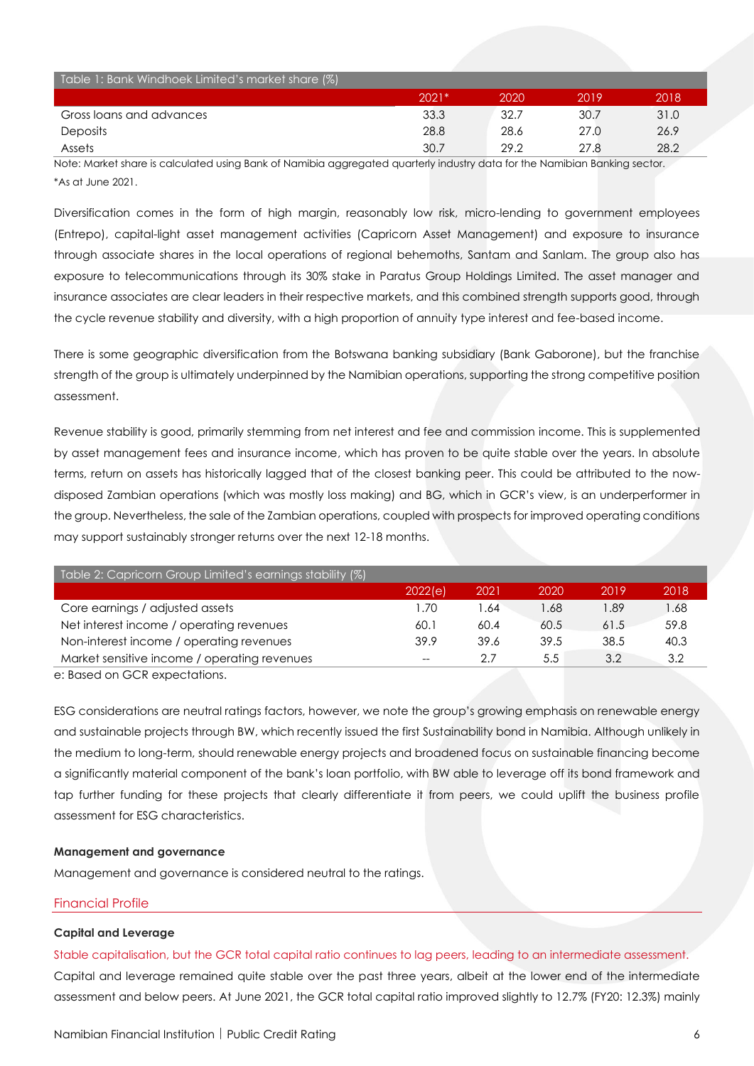| Table 1: Bank Windhoek Limited's market share (%) | | | | |
|---|---|---|---|---|
| | 2021* | 2020 | 2019 | 2018 |
| Gross loans and advances | 33.3 | 32.7 | 30.7 | 31.0 |
| Deposits | 28.8 | 28.6 | 27.0 | 26.9 |
| Assets | 30.7 | 29.2 | 27.8 | 28.2 |

Note: Market share is calculated using Bank of Namibia aggregated quarterly industry data for the Namibian Banking sector.
*As at June 2021.

Diversification comes in the form of high margin, reasonably low risk, micro-lending to government employees (Entrepo), capital-light asset management activities (Capricorn Asset Management) and exposure to insurance through associate shares in the local operations of regional behemoths, Santam and Sanlam. The group also has exposure to telecommunications through its 30% stake in Paratus Group Holdings Limited. The asset manager and insurance associates are clear leaders in their respective markets, and this combined strength supports good, through the cycle revenue stability and diversity, with a high proportion of annuity type interest and fee-based income.

There is some geographic diversification from the Botswana banking subsidiary (Bank Gaborone), but the franchise strength of the group is ultimately underpinned by the Namibian operations, supporting the strong competitive position assessment.

Revenue stability is good, primarily stemming from net interest and fee and commission income. This is supplemented by asset management fees and insurance income, which has proven to be quite stable over the years. In absolute terms, return on assets has historically lagged that of the closest banking peer. This could be attributed to the now-disposed Zambian operations (which was mostly loss making) and BG, which in GCR's view, is an underperformer in the group. Nevertheless, the sale of the Zambian operations, coupled with prospects for improved operating conditions may support sustainably stronger returns over the next 12-18 months.

| Table 2: Capricorn Group Limited's earnings stability (%) | | | | | |
|---|---|---|---|---|---|
| | 2022(e) | 2021 | 2020 | 2019 | 2018 |
| Core earnings / adjusted assets | 1.70 | 1.64 | 1.68 | 1.89 | 1.68 |
| Net interest income / operating revenues | 60.1 | 60.4 | 60.5 | 61.5 | 59.8 |
| Non-interest income / operating revenues | 39.9 | 39.6 | 39.5 | 38.5 | 40.3 |
| Market sensitive income / operating revenues | -- | 2.7 | 5.5 | 3.2 | 3.2 |

e: Based on GCR expectations.

ESG considerations are neutral ratings factors, however, we note the group's growing emphasis on renewable energy and sustainable projects through BW, which recently issued the first Sustainability bond in Namibia. Although unlikely in the medium to long-term, should renewable energy projects and broadened focus on sustainable financing become a significantly material component of the bank's loan portfolio, with BW able to leverage off its bond framework and tap further funding for these projects that clearly differentiate it from peers, we could uplift the business profile assessment for ESG characteristics.

**Management and governance**

Management and governance is considered neutral to the ratings.

## Financial Profile

**Capital and Leverage**

Stable capitalisation, but the GCR total capital ratio continues to lag peers, leading to an intermediate assessment.

Capital and leverage remained quite stable over the past three years, albeit at the lower end of the intermediate assessment and below peers. At June 2021, the GCR total capital ratio improved slightly to 12.7% (FY20: 12.3%) mainly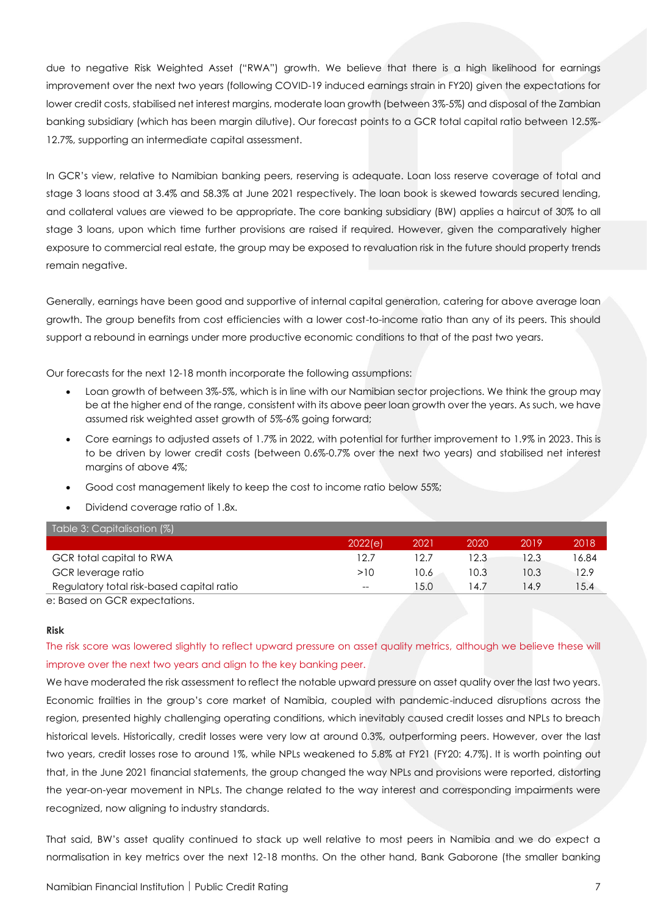due to negative Risk Weighted Asset ("RWA") growth. We believe that there is a high likelihood for earnings improvement over the next two years (following COVID-19 induced earnings strain in FY20) given the expectations for lower credit costs, stabilised net interest margins, moderate loan growth (between 3%-5%) and disposal of the Zambian banking subsidiary (which has been margin dilutive). Our forecast points to a GCR total capital ratio between 12.5%-12.7%, supporting an intermediate capital assessment.

In GCR's view, relative to Namibian banking peers, reserving is adequate. Loan loss reserve coverage of total and stage 3 loans stood at 3.4% and 58.3% at June 2021 respectively. The loan book is skewed towards secured lending, and collateral values are viewed to be appropriate. The core banking subsidiary (BW) applies a haircut of 30% to all stage 3 loans, upon which time further provisions are raised if required. However, given the comparatively higher exposure to commercial real estate, the group may be exposed to revaluation risk in the future should property trends remain negative.

Generally, earnings have been good and supportive of internal capital generation, catering for above average loan growth. The group benefits from cost efficiencies with a lower cost-to-income ratio than any of its peers. This should support a rebound in earnings under more productive economic conditions to that of the past two years.

Our forecasts for the next 12-18 month incorporate the following assumptions:

- Loan growth of between 3%-5%, which is in line with our Namibian sector projections. We think the group may be at the higher end of the range, consistent with its above peer loan growth over the years. As such, we have assumed risk weighted asset growth of 5%-6% going forward;
- Core earnings to adjusted assets of 1.7% in 2022, with potential for further improvement to 1.9% in 2023. This is to be driven by lower credit costs (between 0.6%-0.7% over the next two years) and stabilised net interest margins of above 4%;
- Good cost management likely to keep the cost to income ratio below 55%;
- Dividend coverage ratio of 1.8x.

| Table 3: Capitalisation (%) | 2022(e) | 2021 | 2020 | 2019 | 2018 |
|---|---|---|---|---|---|
| GCR total capital to RWA | 12.7 | 12.7 | 12.3 | 12.3 | 16.84 |
| GCR leverage ratio | >10 | 10.6 | 10.3 | 10.3 | 12.9 |
| Regulatory total risk-based capital ratio | -- | 15.0 | 14.7 | 14.9 | 15.4 |

e: Based on GCR expectations.

**Risk**

The risk score was lowered slightly to reflect upward pressure on asset quality metrics, although we believe these will improve over the next two years and align to the key banking peer.

We have moderated the risk assessment to reflect the notable upward pressure on asset quality over the last two years. Economic frailties in the group's core market of Namibia, coupled with pandemic-induced disruptions across the region, presented highly challenging operating conditions, which inevitably caused credit losses and NPLs to breach historical levels. Historically, credit losses were very low at around 0.3%, outperforming peers. However, over the last two years, credit losses rose to around 1%, while NPLs weakened to 5.8% at FY21 (FY20: 4.7%). It is worth pointing out that, in the June 2021 financial statements, the group changed the way NPLs and provisions were reported, distorting the year-on-year movement in NPLs. The change related to the way interest and corresponding impairments were recognized, now aligning to industry standards.

That said, BW's asset quality continued to stack up well relative to most peers in Namibia and we do expect a normalisation in key metrics over the next 12-18 months. On the other hand, Bank Gaborone (the smaller banking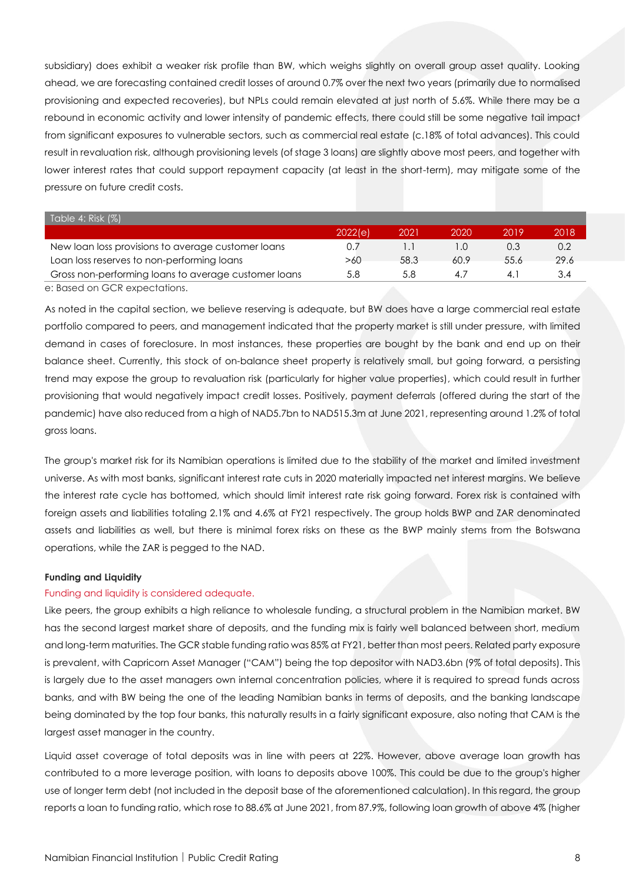subsidiary) does exhibit a weaker risk profile than BW, which weighs slightly on overall group asset quality. Looking ahead, we are forecasting contained credit losses of around 0.7% over the next two years (primarily due to normalised provisioning and expected recoveries), but NPLs could remain elevated at just north of 5.6%. While there may be a rebound in economic activity and lower intensity of pandemic effects, there could still be some negative tail impact from significant exposures to vulnerable sectors, such as commercial real estate (c.18% of total advances). This could result in revaluation risk, although provisioning levels (of stage 3 loans) are slightly above most peers, and together with lower interest rates that could support repayment capacity (at least in the short-term), may mitigate some of the pressure on future credit costs.

| Table 4: Risk (%) | 2022(e) | 2021 | 2020 | 2019 | 2018 |
|---|---|---|---|---|---|
| New loan loss provisions to average customer loans | 0.7 | 1.1 | 1.0 | 0.3 | 0.2 |
| Loan loss reserves to non-performing loans | >60 | 58.3 | 60.9 | 55.6 | 29.6 |
| Gross non-performing loans to average customer loans | 5.8 | 5.8 | 4.7 | 4.1 | 3.4 |

e: Based on GCR expectations.

As noted in the capital section, we believe reserving is adequate, but BW does have a large commercial real estate portfolio compared to peers, and management indicated that the property market is still under pressure, with limited demand in cases of foreclosure. In most instances, these properties are bought by the bank and end up on their balance sheet. Currently, this stock of on-balance sheet property is relatively small, but going forward, a persisting trend may expose the group to revaluation risk (particularly for higher value properties), which could result in further provisioning that would negatively impact credit losses. Positively, payment deferrals (offered during the start of the pandemic) have also reduced from a high of NAD5.7bn to NAD515.3m at June 2021, representing around 1.2% of total gross loans.

The group's market risk for its Namibian operations is limited due to the stability of the market and limited investment universe. As with most banks, significant interest rate cuts in 2020 materially impacted net interest margins. We believe the interest rate cycle has bottomed, which should limit interest rate risk going forward. Forex risk is contained with foreign assets and liabilities totaling 2.1% and 4.6% at FY21 respectively. The group holds BWP and ZAR denominated assets and liabilities as well, but there is minimal forex risks on these as the BWP mainly stems from the Botswana operations, while the ZAR is pegged to the NAD.

**Funding and Liquidity**

Funding and liquidity is considered adequate.

Like peers, the group exhibits a high reliance to wholesale funding, a structural problem in the Namibian market. BW has the second largest market share of deposits, and the funding mix is fairly well balanced between short, medium and long-term maturities. The GCR stable funding ratio was 85% at FY21, better than most peers. Related party exposure is prevalent, with Capricorn Asset Manager ("CAM") being the top depositor with NAD3.6bn (9% of total deposits). This is largely due to the asset managers own internal concentration policies, where it is required to spread funds across banks, and with BW being the one of the leading Namibian banks in terms of deposits, and the banking landscape being dominated by the top four banks, this naturally results in a fairly significant exposure, also noting that CAM is the largest asset manager in the country.

Liquid asset coverage of total deposits was in line with peers at 22%. However, above average loan growth has contributed to a more leverage position, with loans to deposits above 100%. This could be due to the group's higher use of longer term debt (not included in the deposit base of the aforementioned calculation). In this regard, the group reports a loan to funding ratio, which rose to 88.6% at June 2021, from 87.9%, following loan growth of above 4% (higher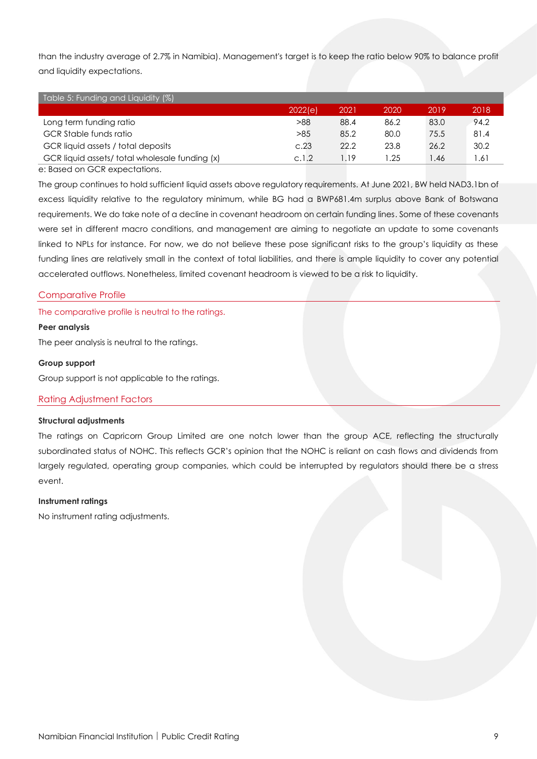than the industry average of 2.7% in Namibia). Management's target is to keep the ratio below 90% to balance profit and liquidity expectations.

Table 5: Funding and Liquidity (%)

| | 2022(e) | 2021 | 2020 | 2019 | 2018 |
|---|---|---|---|---|---|
| Long term funding ratio | >88 | 88.4 | 86.2 | 83.0 | 94.2 |
| GCR Stable funds ratio | >85 | 85.2 | 80.0 | 75.5 | 81.4 |
| GCR liquid assets / total deposits | c.23 | 22.2 | 23.8 | 26.2 | 30.2 |
| GCR liquid assets/ total wholesale funding (x) | c.1.2 | 1.19 | 1.25 | 1.46 | 1.61 |

e: Based on GCR expectations.

The group continues to hold sufficient liquid assets above regulatory requirements. At June 2021, BW held NAD3.1bn of excess liquidity relative to the regulatory minimum, while BG had a BWP681.4m surplus above Bank of Botswana requirements. We do take note of a decline in covenant headroom on certain funding lines. Some of these covenants were set in different macro conditions, and management are aiming to negotiate an update to some covenants linked to NPLs for instance. For now, we do not believe these pose significant risks to the group's liquidity as these funding lines are relatively small in the context of total liabilities, and there is ample liquidity to cover any potential accelerated outflows. Nonetheless, limited covenant headroom is viewed to be a risk to liquidity.

## Comparative Profile

The comparative profile is neutral to the ratings.

**Peer analysis**

The peer analysis is neutral to the ratings.

**Group support**

Group support is not applicable to the ratings.

## Rating Adjustment Factors

**Structural adjustments**

The ratings on Capricorn Group Limited are one notch lower than the group ACE, reflecting the structurally subordinated status of NOHC. This reflects GCR's opinion that the NOHC is reliant on cash flows and dividends from largely regulated, operating group companies, which could be interrupted by regulators should there be a stress event.

**Instrument ratings**

No instrument rating adjustments.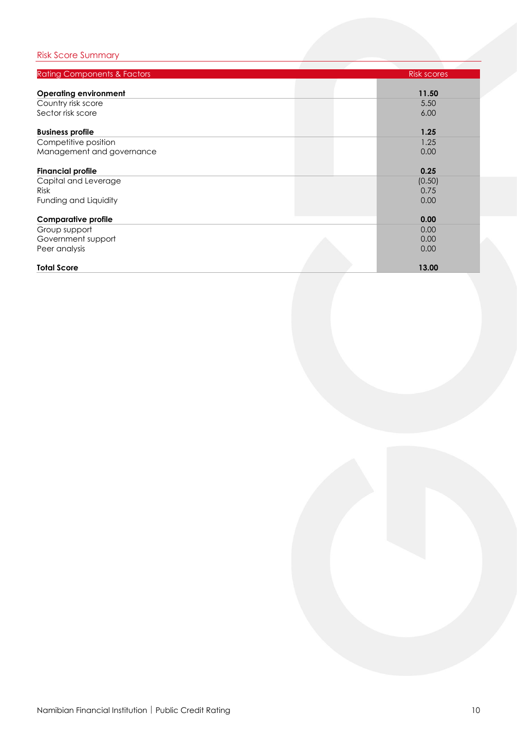## Risk Score Summary

| Rating Components & Factors | Risk scores |
|---|---|
| **Operating environment** | **11.50** |
| Country risk score | 5.50 |
| Sector risk score | 6.00 |
| **Business profile** | **1.25** |
| Competitive position | 1.25 |
| Management and governance | 0.00 |
| **Financial profile** | **0.25** |
| Capital and Leverage | (0.50) |
| Risk | 0.75 |
| Funding and Liquidity | 0.00 |
| **Comparative profile** | **0.00** |
| Group support | 0.00 |
| Government support | 0.00 |
| Peer analysis | 0.00 |
| **Total Score** | **13.00** |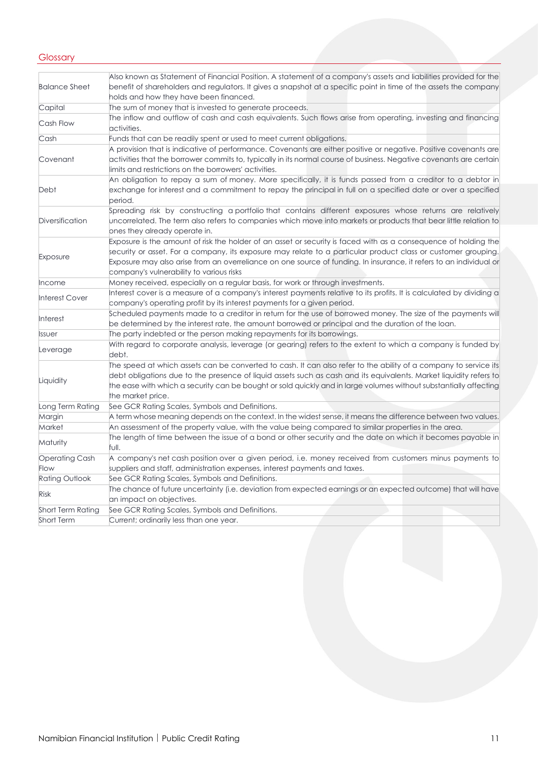## Glossary

| | |
|---|---|
| Balance Sheet | Also known as Statement of Financial Position. A statement of a company's assets and liabilities provided for the benefit of shareholders and regulators. It gives a snapshot at a specific point in time of the assets the company holds and how they have been financed. |
| Capital | The sum of money that is invested to generate proceeds. |
| Cash Flow | The inflow and outflow of cash and cash equivalents. Such flows arise from operating, investing and financing activities. |
| Cash | Funds that can be readily spent or used to meet current obligations. |
| Covenant | A provision that is indicative of performance. Covenants are either positive or negative. Positive covenants are activities that the borrower commits to, typically in its normal course of business. Negative covenants are certain limits and restrictions on the borrowers' activities. |
| Debt | An obligation to repay a sum of money. More specifically, it is funds passed from a creditor to a debtor in exchange for interest and a commitment to repay the principal in full on a specified date or over a specified period. |
| Diversification | Spreading risk by constructing a portfolio that contains different exposures whose returns are relatively uncorrelated. The term also refers to companies which move into markets or products that bear little relation to ones they already operate in. |
| Exposure | Exposure is the amount of risk the holder of an asset or security is faced with as a consequence of holding the security or asset. For a company, its exposure may relate to a particular product class or customer grouping. Exposure may also arise from an overreliance on one source of funding. In insurance, it refers to an individual or company's vulnerability to various risks |
| Income | Money received, especially on a regular basis, for work or through investments. |
| Interest Cover | Interest cover is a measure of a company's interest payments relative to its profits. It is calculated by dividing a company's operating profit by its interest payments for a given period. |
| Interest | Scheduled payments made to a creditor in return for the use of borrowed money. The size of the payments will be determined by the interest rate, the amount borrowed or principal and the duration of the loan. |
| Issuer | The party indebted or the person making repayments for its borrowings. |
| Leverage | With regard to corporate analysis, leverage (or gearing) refers to the extent to which a company is funded by debt. |
| Liquidity | The speed at which assets can be converted to cash. It can also refer to the ability of a company to service its debt obligations due to the presence of liquid assets such as cash and its equivalents. Market liquidity refers to the ease with which a security can be bought or sold quickly and in large volumes without substantially affecting the market price. |
| Long Term Rating | See GCR Rating Scales, Symbols and Definitions. |
| Margin | A term whose meaning depends on the context. In the widest sense, it means the difference between two values. |
| Market | An assessment of the property value, with the value being compared to similar properties in the area. |
| Maturity | The length of time between the issue of a bond or other security and the date on which it becomes payable in full. |
| Operating Cash Flow | A company's net cash position over a given period, i.e. money received from customers minus payments to suppliers and staff, administration expenses, interest payments and taxes. |
| Rating Outlook | See GCR Rating Scales, Symbols and Definitions. |
| Risk | The chance of future uncertainty (i.e. deviation from expected earnings or an expected outcome) that will have an impact on objectives. |
| Short Term Rating | See GCR Rating Scales, Symbols and Definitions. |
| Short Term | Current; ordinarily less than one year. |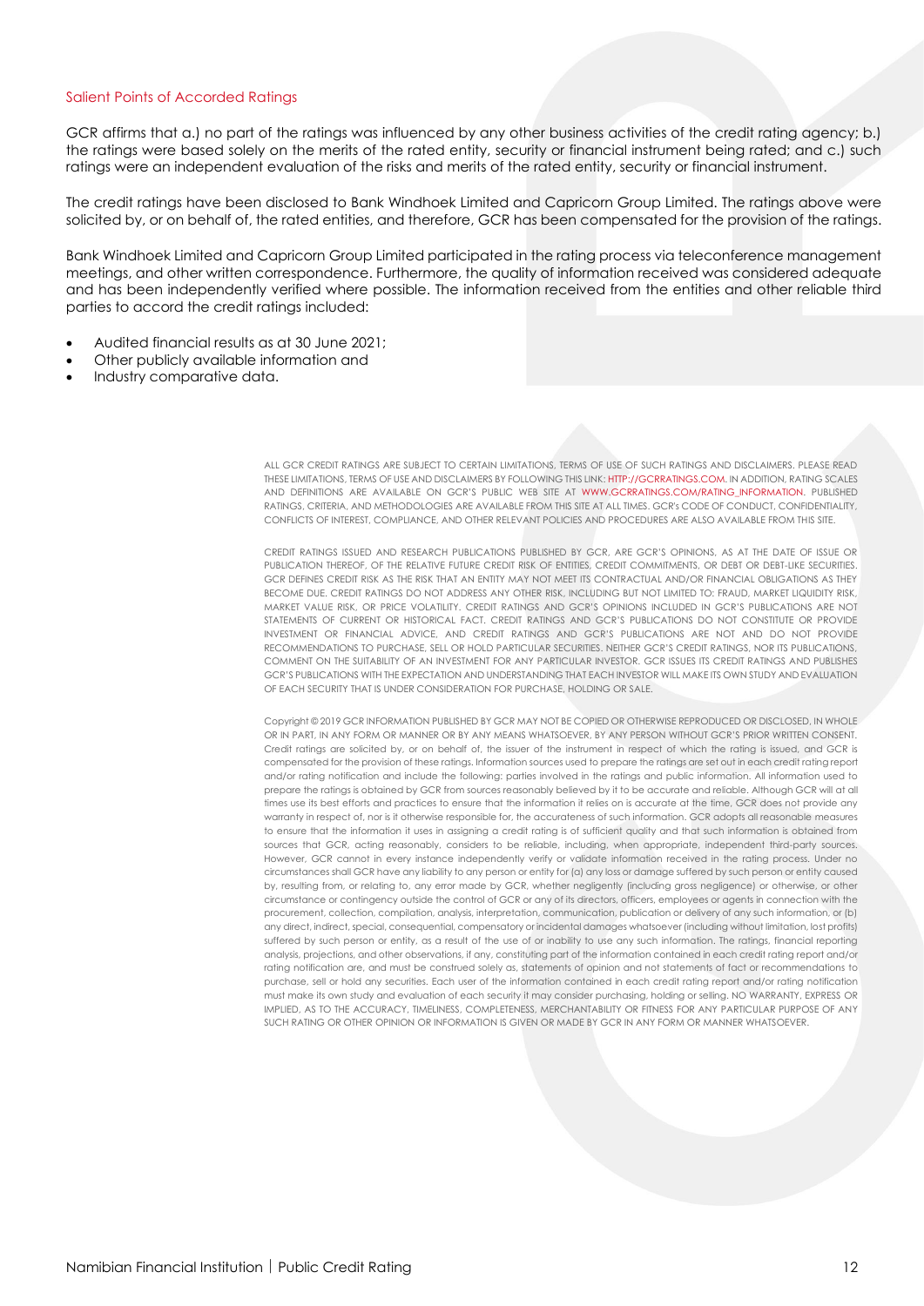## Salient Points of Accorded Ratings

GCR affirms that a.) no part of the ratings was influenced by any other business activities of the credit rating agency; b.) the ratings were based solely on the merits of the rated entity, security or financial instrument being rated; and c.) such ratings were an independent evaluation of the risks and merits of the rated entity, security or financial instrument.

The credit ratings have been disclosed to Bank Windhoek Limited and Capricorn Group Limited. The ratings above were solicited by, or on behalf of, the rated entities, and therefore, GCR has been compensated for the provision of the ratings.

Bank Windhoek Limited and Capricorn Group Limited participated in the rating process via teleconference management meetings, and other written correspondence. Furthermore, the quality of information received was considered adequate and has been independently verified where possible. The information received from the entities and other reliable third parties to accord the credit ratings included:

- Audited financial results as at 30 June 2021;
- Other publicly available information and
- Industry comparative data.

ALL GCR CREDIT RATINGS ARE SUBJECT TO CERTAIN LIMITATIONS, TERMS OF USE OF SUCH RATINGS AND DISCLAIMERS. PLEASE READ THESE LIMITATIONS, TERMS OF USE AND DISCLAIMERS BY FOLLOWING THIS LINK: HTTP://GCRRATINGS.COM. IN ADDITION, RATING SCALES AND DEFINITIONS ARE AVAILABLE ON GCR'S PUBLIC WEB SITE AT WWW.GCRRATINGS.COM/RATING_INFORMATION. PUBLISHED RATINGS, CRITERIA, AND METHODOLOGIES ARE AVAILABLE FROM THIS SITE AT ALL TIMES. GCR's CODE OF CONDUCT, CONFIDENTIALITY, CONFLICTS OF INTEREST, COMPLIANCE, AND OTHER RELEVANT POLICIES AND PROCEDURES ARE ALSO AVAILABLE FROM THIS SITE.

CREDIT RATINGS ISSUED AND RESEARCH PUBLICATIONS PUBLISHED BY GCR, ARE GCR'S OPINIONS, AS AT THE DATE OF ISSUE OR PUBLICATION THEREOF, OF THE RELATIVE FUTURE CREDIT RISK OF ENTITIES, CREDIT COMMITMENTS, OR DEBT OR DEBT-LIKE SECURITIES. GCR DEFINES CREDIT RISK AS THE RISK THAT AN ENTITY MAY NOT MEET ITS CONTRACTUAL AND/OR FINANCIAL OBLIGATIONS AS THEY BECOME DUE. CREDIT RATINGS DO NOT ADDRESS ANY OTHER RISK, INCLUDING BUT NOT LIMITED TO: FRAUD, MARKET LIQUIDITY RISK, MARKET VALUE RISK, OR PRICE VOLATILITY. CREDIT RATINGS AND GCR'S OPINIONS INCLUDED IN GCR'S PUBLICATIONS ARE NOT STATEMENTS OF CURRENT OR HISTORICAL FACT. CREDIT RATINGS AND GCR'S PUBLICATIONS DO NOT CONSTITUTE OR PROVIDE INVESTMENT OR FINANCIAL ADVICE, AND CREDIT RATINGS AND GCR'S PUBLICATIONS ARE NOT AND DO NOT PROVIDE RECOMMENDATIONS TO PURCHASE, SELL OR HOLD PARTICULAR SECURITIES. NEITHER GCR'S CREDIT RATINGS, NOR ITS PUBLICATIONS, COMMENT ON THE SUITABILITY OF AN INVESTMENT FOR ANY PARTICULAR INVESTOR. GCR ISSUES ITS CREDIT RATINGS AND PUBLISHES GCR'S PUBLICATIONS WITH THE EXPECTATION AND UNDERSTANDING THAT EACH INVESTOR WILL MAKE ITS OWN STUDY AND EVALUATION OF EACH SECURITY THAT IS UNDER CONSIDERATION FOR PURCHASE, HOLDING OR SALE.

Copyright © 2019 GCR INFORMATION PUBLISHED BY GCR MAY NOT BE COPIED OR OTHERWISE REPRODUCED OR DISCLOSED, IN WHOLE OR IN PART, IN ANY FORM OR MANNER OR BY ANY MEANS WHATSOEVER, BY ANY PERSON WITHOUT GCR'S PRIOR WRITTEN CONSENT. Credit ratings are solicited by, or on behalf of, the issuer of the instrument in respect of which the rating is issued, and GCR is compensated for the provision of these ratings. Information sources used to prepare the ratings are set out in each credit rating report and/or rating notification and include the following: parties involved in the ratings and public information. All information used to prepare the ratings is obtained by GCR from sources reasonably believed by it to be accurate and reliable. Although GCR will at all times use its best efforts and practices to ensure that the information it relies on is accurate at the time, GCR does not provide any warranty in respect of, nor is it otherwise responsible for, the accurateness of such information. GCR adopts all reasonable measures to ensure that the information it uses in assigning a credit rating is of sufficient quality and that such information is obtained from sources that GCR, acting reasonably, considers to be reliable, including, when appropriate, independent third-party sources. However, GCR cannot in every instance independently verify or validate information received in the rating process. Under no circumstances shall GCR have any liability to any person or entity for (a) any loss or damage suffered by such person or entity caused by, resulting from, or relating to, any error made by GCR, whether negligently (including gross negligence) or otherwise, or other circumstance or contingency outside the control of GCR or any of its directors, officers, employees or agents in connection with the procurement, collection, compilation, analysis, interpretation, communication, publication or delivery of any such information, or (b) any direct, indirect, special, consequential, compensatory or incidental damages whatsoever (including without limitation, lost profits) suffered by such person or entity, as a result of the use of or inability to use any such information. The ratings, financial reporting analysis, projections, and other observations, if any, constituting part of the information contained in each credit rating report and/or rating notification are, and must be construed solely as, statements of opinion and not statements of fact or recommendations to purchase, sell or hold any securities. Each user of the information contained in each credit rating report and/or rating notification must make its own study and evaluation of each security it may consider purchasing, holding or selling. NO WARRANTY, EXPRESS OR IMPLIED, AS TO THE ACCURACY, TIMELINESS, COMPLETENESS, MERCHANTABILITY OR FITNESS FOR ANY PARTICULAR PURPOSE OF ANY SUCH RATING OR OTHER OPINION OR INFORMATION IS GIVEN OR MADE BY GCR IN ANY FORM OR MANNER WHATSOEVER.